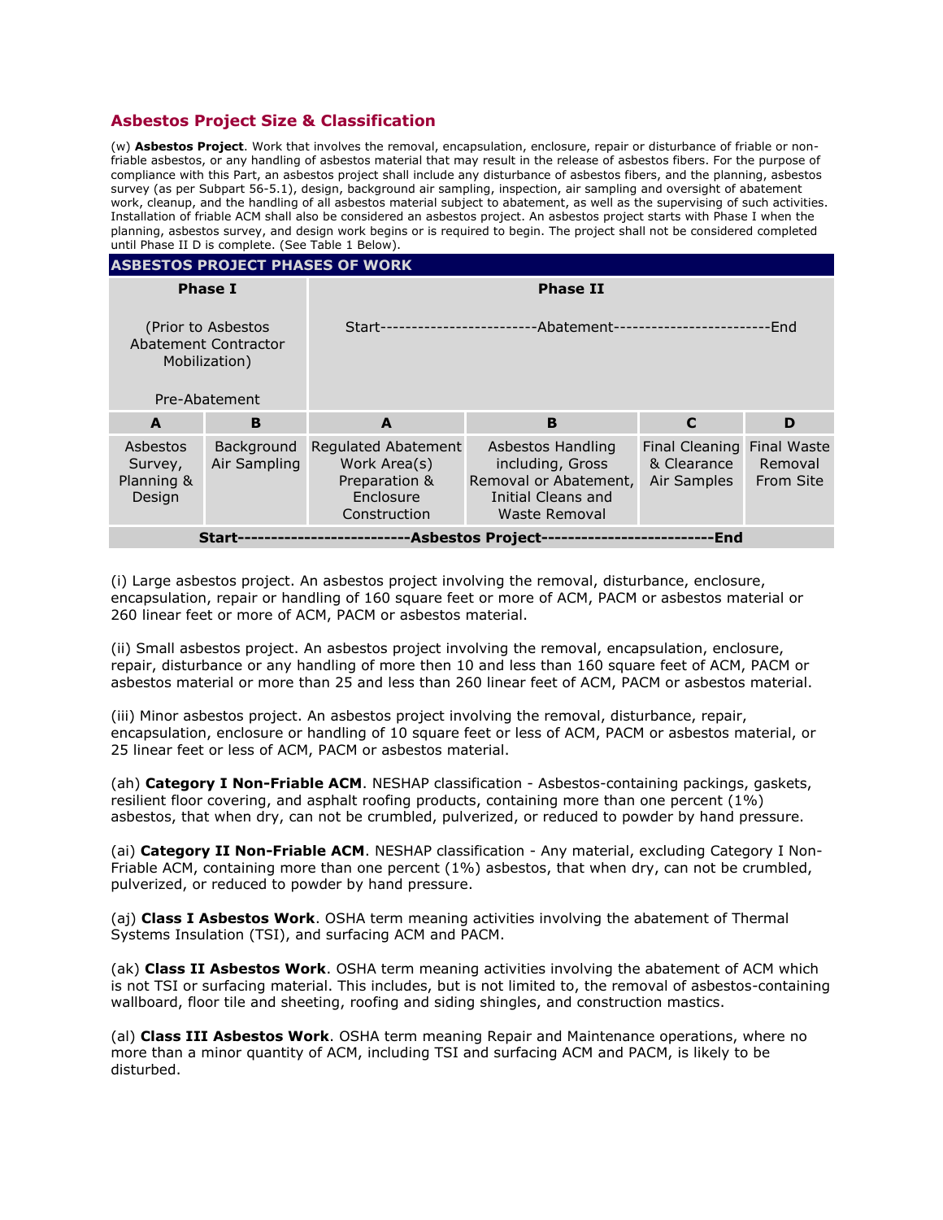## Asbestos Project Size & Classification

(w) **Asbestos Project**. Work that involves the removal, encapsulation, enclosure, repair or disturbance of friable or non-friable asbestos, or any handling of asbestos material that may result in the release of asbestos fibers. For the purpose of compliance with this Part, an asbestos project shall include any disturbance of asbestos fibers, and the planning, asbestos survey (as per Subpart 56-5.1), design, background air sampling, inspection, air sampling and oversight of abatement work, cleanup, and the handling of all asbestos material subject to abatement, as well as the supervising of such activities. Installation of friable ACM shall also be considered an asbestos project. An asbestos project starts with Phase I when the planning, asbestos survey, and design work begins or is required to begin. The project shall not be considered completed until Phase II D is complete. (See Table 1 Below).

| ASBESTOS PROJECT PHASES OF WORK | | | | | |
|---|---|---|---|---|---|
| **Phase I**<br><br>(Prior to Asbestos Abatement Contractor Mobilization)<br><br>Pre-Abatement | | **Phase II**<br><br>Start------------------------Abatement------------------------End | | | |
| **A** | **B** | **A** | **B** | **C** | **D** |
| Asbestos Survey, Planning & Design | Background Air Sampling | Regulated Abatement Work Area(s) Preparation & Enclosure Construction | Asbestos Handling including, Gross Removal or Abatement, Initial Cleans and Waste Removal | Final Cleaning & Clearance Air Samples | Final Waste Removal From Site |
| **Start-------------------------Asbestos Project-------------------------End** | | | | | |

(i) Large asbestos project. An asbestos project involving the removal, disturbance, enclosure, encapsulation, repair or handling of 160 square feet or more of ACM, PACM or asbestos material or 260 linear feet or more of ACM, PACM or asbestos material.

(ii) Small asbestos project. An asbestos project involving the removal, encapsulation, enclosure, repair, disturbance or any handling of more then 10 and less than 160 square feet of ACM, PACM or asbestos material or more than 25 and less than 260 linear feet of ACM, PACM or asbestos material.

(iii) Minor asbestos project. An asbestos project involving the removal, disturbance, repair, encapsulation, enclosure or handling of 10 square feet or less of ACM, PACM or asbestos material, or 25 linear feet or less of ACM, PACM or asbestos material.

(ah) **Category I Non-Friable ACM**. NESHAP classification - Asbestos-containing packings, gaskets, resilient floor covering, and asphalt roofing products, containing more than one percent (1%) asbestos, that when dry, can not be crumbled, pulverized, or reduced to powder by hand pressure.

(ai) **Category II Non-Friable ACM**. NESHAP classification - Any material, excluding Category I Non-Friable ACM, containing more than one percent (1%) asbestos, that when dry, can not be crumbled, pulverized, or reduced to powder by hand pressure.

(aj) **Class I Asbestos Work**. OSHA term meaning activities involving the abatement of Thermal Systems Insulation (TSI), and surfacing ACM and PACM.

(ak) **Class II Asbestos Work**. OSHA term meaning activities involving the abatement of ACM which is not TSI or surfacing material. This includes, but is not limited to, the removal of asbestos-containing wallboard, floor tile and sheeting, roofing and siding shingles, and construction mastics.

(al) **Class III Asbestos Work**. OSHA term meaning Repair and Maintenance operations, where no more than a minor quantity of ACM, including TSI and surfacing ACM and PACM, is likely to be disturbed.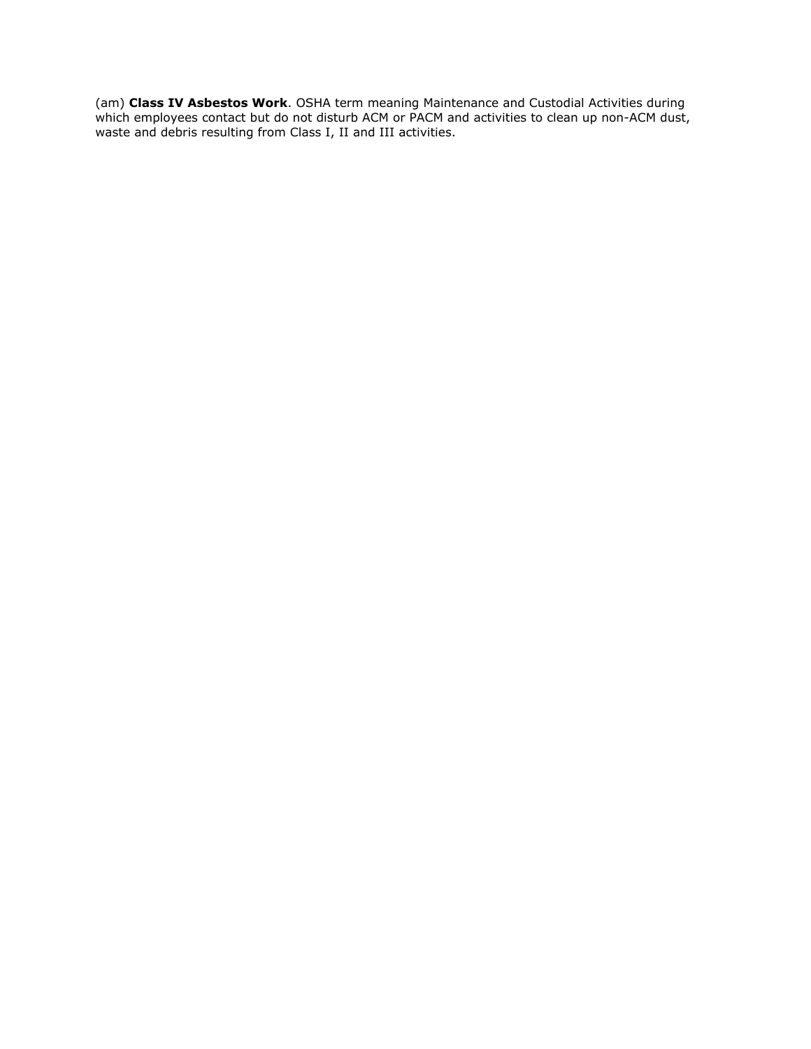(am) **Class IV Asbestos Work**. OSHA term meaning Maintenance and Custodial Activities during which employees contact but do not disturb ACM or PACM and activities to clean up non-ACM dust, waste and debris resulting from Class I, II and III activities.